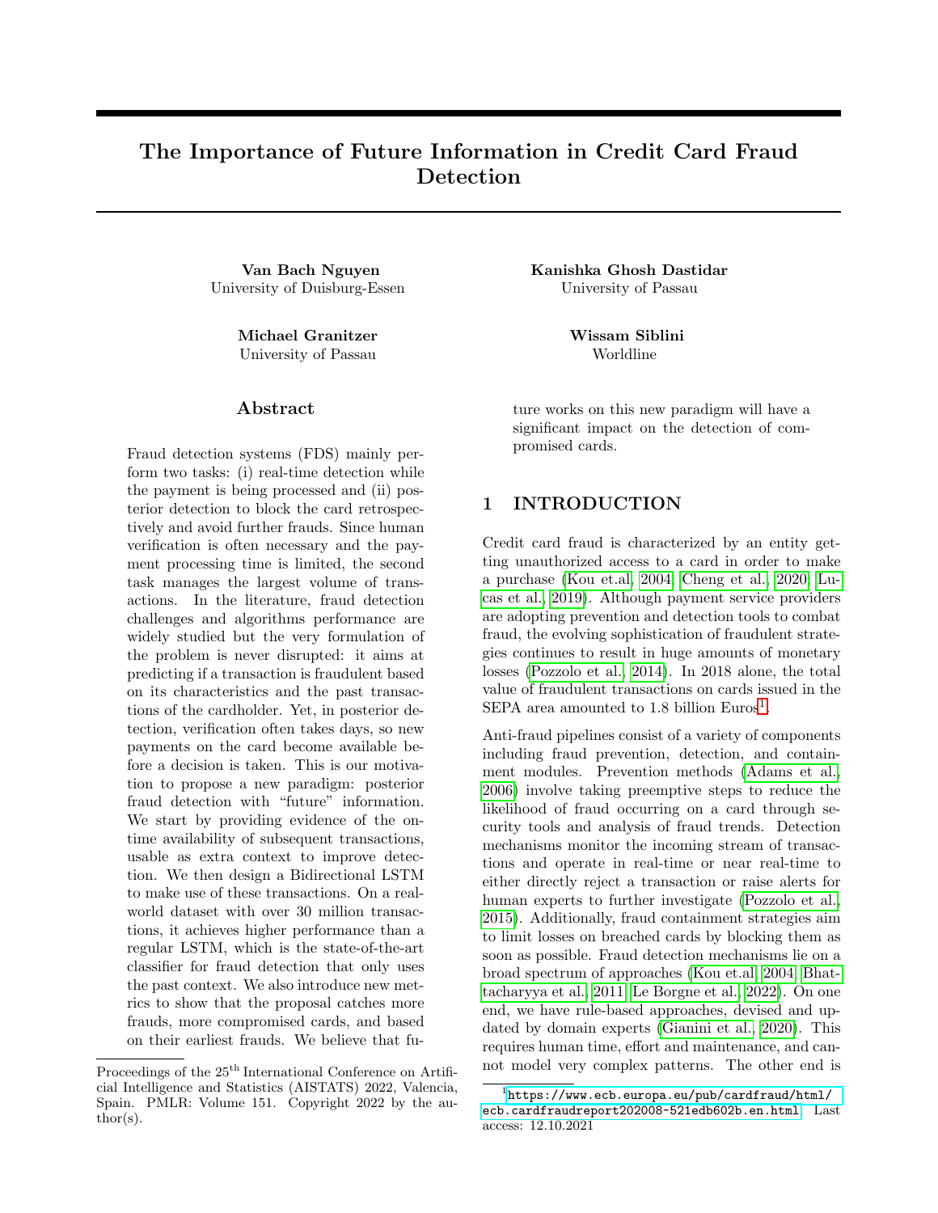# The Importance of Future Information in Credit Card Fraud Detection

**Van Bach Nguyen**
University of Duisburg-Essen

**Kanishka Ghosh Dastidar**
University of Passau

**Michael Granitzer**
University of Passau

**Wissam Siblini**
Worldline

## Abstract

Fraud detection systems (FDS) mainly perform two tasks: (i) real-time detection while the payment is being processed and (ii) posterior detection to block the card retrospectively and avoid further frauds. Since human verification is often necessary and the payment processing time is limited, the second task manages the largest volume of transactions. In the literature, fraud detection challenges and algorithms performance are widely studied but the very formulation of the problem is never disrupted: it aims at predicting if a transaction is fraudulent based on its characteristics and the past transactions of the cardholder. Yet, in posterior detection, verification often takes days, so new payments on the card become available before a decision is taken. This is our motivation to propose a new paradigm: posterior fraud detection with "future" information. We start by providing evidence of the on-time availability of subsequent transactions, usable as extra context to improve detection. We then design a Bidirectional LSTM to make use of these transactions. On a real-world dataset with over 30 million transactions, it achieves higher performance than a regular LSTM, which is the state-of-the-art classifier for fraud detection that only uses the past context. We also introduce new metrics to show that the proposal catches more frauds, more compromised cards, and based on their earliest frauds. We believe that future works on this new paradigm will have a significant impact on the detection of compromised cards.

## 1 INTRODUCTION

Credit card fraud is characterized by an entity getting unauthorized access to a card in order to make a purchase (Kou et.al, 2004; Cheng et al., 2020; Lucas et al., 2019). Although payment service providers are adopting prevention and detection tools to combat fraud, the evolving sophistication of fraudulent strategies continues to result in huge amounts of monetary losses (Pozzolo et al., 2014). In 2018 alone, the total value of fraudulent transactions on cards issued in the SEPA area amounted to 1.8 billion Euros[1].

Anti-fraud pipelines consist of a variety of components including fraud prevention, detection, and containment modules. Prevention methods (Adams et al., 2006) involve taking preemptive steps to reduce the likelihood of fraud occurring on a card through security tools and analysis of fraud trends. Detection mechanisms monitor the incoming stream of transactions and operate in real-time or near real-time to either directly reject a transaction or raise alerts for human experts to further investigate (Pozzolo et al., 2015). Additionally, fraud containment strategies aim to limit losses on breached cards by blocking them as soon as possible. Fraud detection mechanisms lie on a broad spectrum of approaches (Kou et.al, 2004; Bhattacharyya et al., 2011; Le Borgne et al., 2022). On one end, we have rule-based approaches, devised and updated by domain experts (Gianini et al., 2020). This requires human time, effort and maintenance, and cannot model very complex patterns. The other end is

---

Proceedings of the 25[th] International Conference on Artificial Intelligence and Statistics (AISTATS) 2022, Valencia, Spain. PMLR: Volume 151. Copyright 2022 by the author(s).

[1] https://www.ecb.europa.eu/pub/cardfraud/html/ecb.cardfraudreport202008~521edb602b.en.html. Last access: 12.10.2021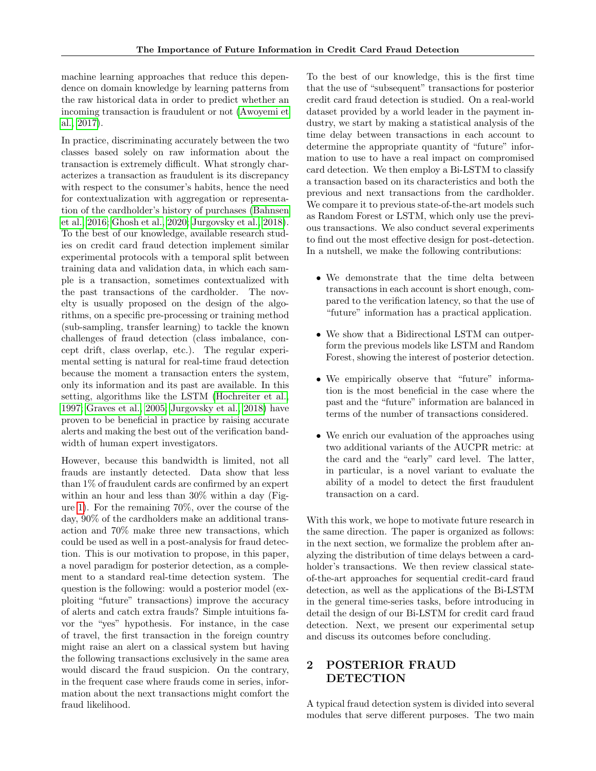machine learning approaches that reduce this dependence on domain knowledge by learning patterns from the raw historical data in order to predict whether an incoming transaction is fraudulent or not (Awoyemi et al., 2017).

In practice, discriminating accurately between the two classes based solely on raw information about the transaction is extremely difficult. What strongly characterizes a transaction as fraudulent is its discrepancy with respect to the consumer's habits, hence the need for contextualization with aggregation or representation of the cardholder's history of purchases (Bahnsen et al., 2016; Ghosh et al., 2020; Jurgovsky et al., 2018). To the best of our knowledge, available research studies on credit card fraud detection implement similar experimental protocols with a temporal split between training data and validation data, in which each sample is a transaction, sometimes contextualized with the past transactions of the cardholder. The novelty is usually proposed on the design of the algorithms, on a specific pre-processing or training method (sub-sampling, transfer learning) to tackle the known challenges of fraud detection (class imbalance, concept drift, class overlap, etc.). The regular experimental setting is natural for real-time fraud detection because the moment a transaction enters the system, only its information and its past are available. In this setting, algorithms like the LSTM (Hochreiter et al., 1997; Graves et al., 2005; Jurgovsky et al., 2018) have proven to be beneficial in practice by raising accurate alerts and making the best out of the verification bandwidth of human expert investigators.

However, because this bandwidth is limited, not all frauds are instantly detected. Data show that less than 1% of fraudulent cards are confirmed by an expert within an hour and less than 30% within a day (Figure 1). For the remaining 70%, over the course of the day, 90% of the cardholders make an additional transaction and 70% make three new transactions, which could be used as well in a post-analysis for fraud detection. This is our motivation to propose, in this paper, a novel paradigm for posterior detection, as a complement to a standard real-time detection system. The question is the following: would a posterior model (exploiting "future" transactions) improve the accuracy of alerts and catch extra frauds? Simple intuitions favor the "yes" hypothesis. For instance, in the case of travel, the first transaction in the foreign country might raise an alert on a classical system but having the following transactions exclusively in the same area would discard the fraud suspicion. On the contrary, in the frequent case where frauds come in series, information about the next transactions might comfort the fraud likelihood.

To the best of our knowledge, this is the first time that the use of "subsequent" transactions for posterior credit card fraud detection is studied. On a real-world dataset provided by a world leader in the payment industry, we start by making a statistical analysis of the time delay between transactions in each account to determine the appropriate quantity of "future" information to use to have a real impact on compromised card detection. We then employ a Bi-LSTM to classify a transaction based on its characteristics and both the previous and next transactions from the cardholder. We compare it to previous state-of-the-art models such as Random Forest or LSTM, which only use the previous transactions. We also conduct several experiments to find out the most effective design for post-detection. In a nutshell, we make the following contributions:

- We demonstrate that the time delta between transactions in each account is short enough, compared to the verification latency, so that the use of "future" information has a practical application.
- We show that a Bidirectional LSTM can outperform the previous models like LSTM and Random Forest, showing the interest of posterior detection.
- We empirically observe that "future" information is the most beneficial in the case where the past and the "future" information are balanced in terms of the number of transactions considered.
- We enrich our evaluation of the approaches using two additional variants of the AUCPR metric: at the card and the "early" card level. The latter, in particular, is a novel variant to evaluate the ability of a model to detect the first fraudulent transaction on a card.

With this work, we hope to motivate future research in the same direction. The paper is organized as follows: in the next section, we formalize the problem after analyzing the distribution of time delays between a cardholder's transactions. We then review classical state-of-the-art approaches for sequential credit-card fraud detection, as well as the applications of the Bi-LSTM in the general time-series tasks, before introducing in detail the design of our Bi-LSTM for credit card fraud detection. Next, we present our experimental setup and discuss its outcomes before concluding.

## 2 POSTERIOR FRAUD DETECTION

A typical fraud detection system is divided into several modules that serve different purposes. The two main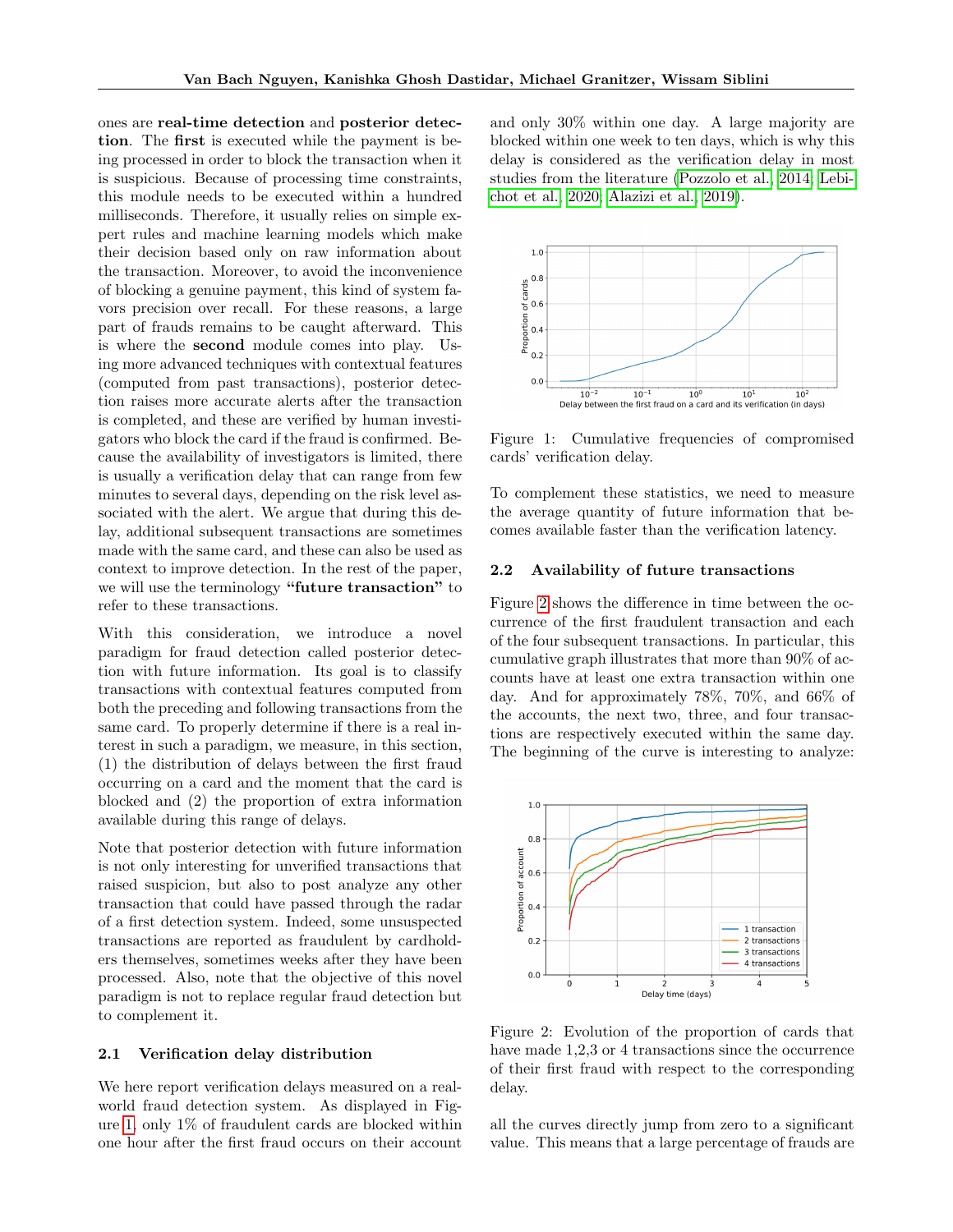ones are **real-time detection** and **posterior detection**. The **first** is executed while the payment is being processed in order to block the transaction when it is suspicious. Because of processing time constraints, this module needs to be executed within a hundred milliseconds. Therefore, it usually relies on simple expert rules and machine learning models which make their decision based only on raw information about the transaction. Moreover, to avoid the inconvenience of blocking a genuine payment, this kind of system favors precision over recall. For these reasons, a large part of frauds remains to be caught afterward. This is where the **second** module comes into play. Using more advanced techniques with contextual features (computed from past transactions), posterior detection raises more accurate alerts after the transaction is completed, and these are verified by human investigators who block the card if the fraud is confirmed. Because the availability of investigators is limited, there is usually a verification delay that can range from few minutes to several days, depending on the risk level associated with the alert. We argue that during this delay, additional subsequent transactions are sometimes made with the same card, and these can also be used as context to improve detection. In the rest of the paper, we will use the terminology **"future transaction"** to refer to these transactions.

With this consideration, we introduce a novel paradigm for fraud detection called posterior detection with future information. Its goal is to classify transactions with contextual features computed from both the preceding and following transactions from the same card. To properly determine if there is a real interest in such a paradigm, we measure, in this section, (1) the distribution of delays between the first fraud occurring on a card and the moment that the card is blocked and (2) the proportion of extra information available during this range of delays.

Note that posterior detection with future information is not only interesting for unverified transactions that raised suspicion, but also to post analyze any other transaction that could have passed through the radar of a first detection system. Indeed, some unsuspected transactions are reported as fraudulent by cardholders themselves, sometimes weeks after they have been processed. Also, note that the objective of this novel paradigm is not to replace regular fraud detection but to complement it.

### 2.1 Verification delay distribution

We here report verification delays measured on a real-world fraud detection system. As displayed in Figure 1, only 1% of fraudulent cards are blocked within one hour after the first fraud occurs on their account and only 30% within one day. A large majority are blocked within one week to ten days, which is why this delay is considered as the verification delay in most studies from the literature (Pozzolo et al., 2014; Lebichot et al., 2020; Alazizi et al., 2019).

Figure 1: Cumulative frequencies of compromised cards' verification delay.

To complement these statistics, we need to measure the average quantity of future information that becomes available faster than the verification latency.

### 2.2 Availability of future transactions

Figure 2 shows the difference in time between the occurrence of the first fraudulent transaction and each of the four subsequent transactions. In particular, this cumulative graph illustrates that more than 90% of accounts have at least one extra transaction within one day. And for approximately 78%, 70%, and 66% of the accounts, the next two, three, and four transactions are respectively executed within the same day. The beginning of the curve is interesting to analyze:

Figure 2: Evolution of the proportion of cards that have made 1,2,3 or 4 transactions since the occurrence of their first fraud with respect to the corresponding delay.

all the curves directly jump from zero to a significant value. This means that a large percentage of frauds are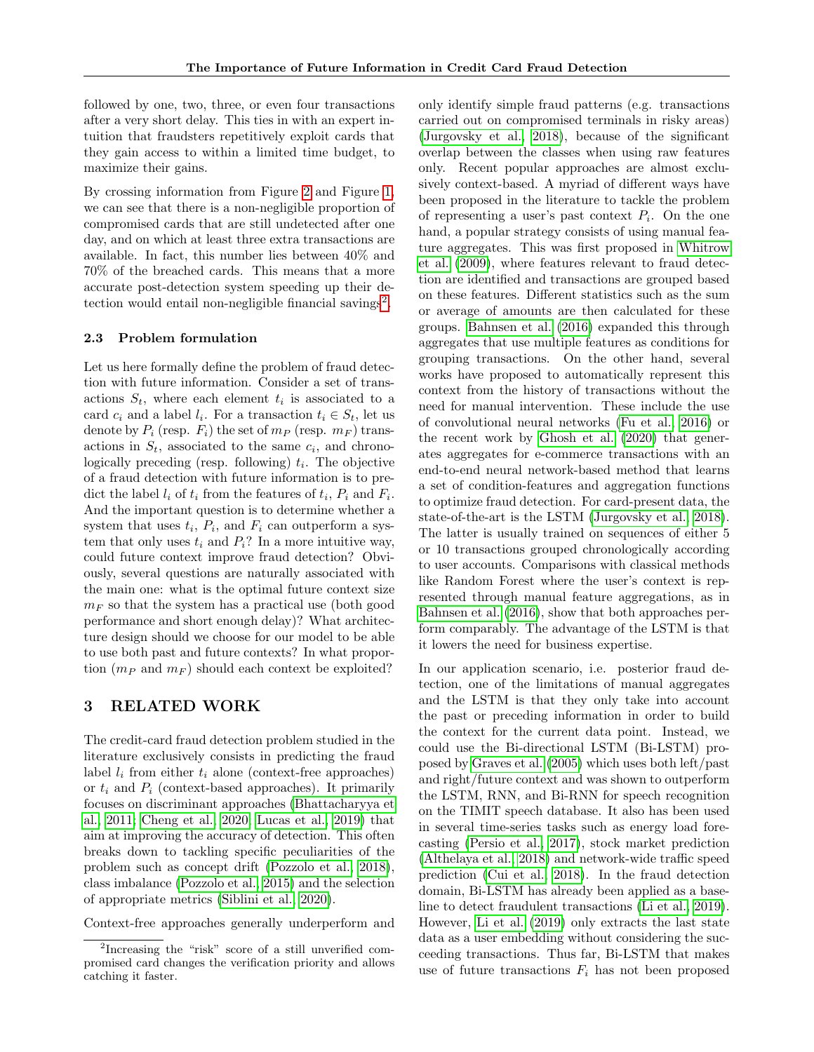followed by one, two, three, or even four transactions after a very short delay. This ties in with an expert intuition that fraudsters repetitively exploit cards that they gain access to within a limited time budget, to maximize their gains.

By crossing information from Figure 2 and Figure 1, we can see that there is a non-negligible proportion of compromised cards that are still undetected after one day, and on which at least three extra transactions are available. In fact, this number lies between 40% and 70% of the breached cards. This means that a more accurate post-detection system speeding up their detection would entail non-negligible financial savings[2].

### 2.3 Problem formulation

Let us here formally define the problem of fraud detection with future information. Consider a set of transactions $S_t$, where each element $t_i$ is associated to a card $c_i$ and a label $l_i$. For a transaction $t_i \in S_t$, let us denote by $P_i$ (resp. $F_i$) the set of $m_P$ (resp. $m_F$) transactions in $S_t$, associated to the same $c_i$, and chronologically preceding (resp. following) $t_i$. The objective of a fraud detection with future information is to predict the label $l_i$ of $t_i$ from the features of $t_i$, $P_i$ and $F_i$. And the important question is to determine whether a system that uses $t_i$, $P_i$, and $F_i$ can outperform a system that only uses $t_i$ and $P_i$? In a more intuitive way, could future context improve fraud detection? Obviously, several questions are naturally associated with the main one: what is the optimal future context size $m_F$ so that the system has a practical use (both good performance and short enough delay)? What architecture design should we choose for our model to be able to use both past and future contexts? In what proportion ($m_P$ and $m_F$) should each context be exploited?

## 3 RELATED WORK

The credit-card fraud detection problem studied in the literature exclusively consists in predicting the fraud label $l_i$ from either $t_i$ alone (context-free approaches) or $t_i$ and $P_i$ (context-based approaches). It primarily focuses on discriminant approaches (Bhattacharyya et al., 2011; Cheng et al., 2020; Lucas et al., 2019) that aim at improving the accuracy of detection. This often breaks down to tackling specific peculiarities of the problem such as concept drift (Pozzolo et al., 2018), class imbalance (Pozzolo et al., 2015) and the selection of appropriate metrics (Siblini et al., 2020).

Context-free approaches generally underperform and only identify simple fraud patterns (e.g. transactions carried out on compromised terminals in risky areas) (Jurgovsky et al., 2018), because of the significant overlap between the classes when using raw features only. Recent popular approaches are almost exclusively context-based. A myriad of different ways have been proposed in the literature to tackle the problem of representing a user's past context $P_i$. On the one hand, a popular strategy consists of using manual feature aggregates. This was first proposed in Whitrow et al. (2009), where features relevant to fraud detection are identified and transactions are grouped based on these features. Different statistics such as the sum or average of amounts are then calculated for these groups. Bahnsen et al. (2016) expanded this through aggregates that use multiple features as conditions for grouping transactions. On the other hand, several works have proposed to automatically represent this context from the history of transactions without the need for manual intervention. These include the use of convolutional neural networks (Fu et al., 2016) or the recent work by Ghosh et al. (2020) that generates aggregates for e-commerce transactions with an end-to-end neural network-based method that learns a set of condition-features and aggregation functions to optimize fraud detection. For card-present data, the state-of-the-art is the LSTM (Jurgovsky et al., 2018). The latter is usually trained on sequences of either 5 or 10 transactions grouped chronologically according to user accounts. Comparisons with classical methods like Random Forest where the user's context is represented through manual feature aggregations, as in Bahnsen et al. (2016), show that both approaches perform comparably. The advantage of the LSTM is that it lowers the need for business expertise.

In our application scenario, i.e. posterior fraud detection, one of the limitations of manual aggregates and the LSTM is that they only take into account the past or preceding information in order to build the context for the current data point. Instead, we could use the Bi-directional LSTM (Bi-LSTM) proposed by Graves et al. (2005) which uses both left/past and right/future context and was shown to outperform the LSTM, RNN, and Bi-RNN for speech recognition on the TIMIT speech database. It also has been used in several time-series tasks such as energy load forecasting (Persio et al., 2017), stock market prediction (Althelaya et al., 2018) and network-wide traffic speed prediction (Cui et al., 2018). In the fraud detection domain, Bi-LSTM has already been applied as a baseline to detect fraudulent transactions (Li et al., 2019). However, Li et al. (2019) only extracts the last state data as a user embedding without considering the succeeding transactions. Thus far, Bi-LSTM that makes use of future transactions $F_i$ has not been proposed

[2] Increasing the "risk" score of a still unverified compromised card changes the verification priority and allows catching it faster.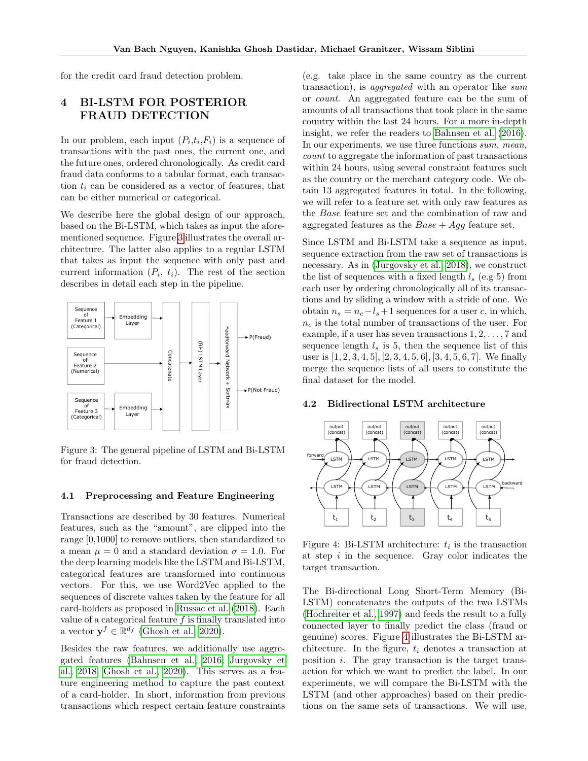for the credit card fraud detection problem.

## 4 BI-LSTM FOR POSTERIOR FRAUD DETECTION

In our problem, each input ($P_i$,$t_i$,$F_i$) is a sequence of transactions with the past ones, the current one, and the future ones, ordered chronologically. As credit card fraud data conforms to a tabular format, each transaction $t_i$ can be considered as a vector of features, that can be either numerical or categorical.

We describe here the global design of our approach, based on the Bi-LSTM, which takes as input the aforementioned sequence. Figure 3 illustrates the overall architecture. The latter also applies to a regular LSTM that takes as input the sequence with only past and current information ($P_i$, $t_i$). The rest of the section describes in detail each step in the pipeline.

Figure 3: The general pipeline of LSTM and Bi-LSTM for fraud detection.

### 4.1 Preprocessing and Feature Engineering

Transactions are described by 30 features. Numerical features, such as the "amount", are clipped into the range [0,1000] to remove outliers, then standardized to a mean $\mu = 0$ and a standard deviation $\sigma = 1.0$. For the deep learning models like the LSTM and Bi-LSTM, categorical features are transformed into continuous vectors. For this, we use Word2Vec applied to the sequences of discrete values taken by the feature for all card-holders as proposed in Russac et al. (2018). Each value of a categorical feature $f$ is finally translated into a vector $\mathbf{y}^f \in \mathbb{R}^{d_f}$ (Ghosh et al., 2020).

Besides the raw features, we additionally use aggregated features (Bahnsen et al., 2016; Jurgovsky et al., 2018; Ghosh et al., 2020). This serves as a feature engineering method to capture the past context of a card-holder. In short, information from previous transactions which respect certain feature constraints (e.g. take place in the same country as the current transaction), is *aggregated* with an operator like *sum* or *count*. An aggregated feature can be the sum of amounts of all transactions that took place in the same country within the last 24 hours. For a more in-depth insight, we refer the readers to Bahnsen et al. (2016). In our experiments, we use three functions *sum, mean, count* to aggregate the information of past transactions within 24 hours, using several constraint features such as the country or the merchant category code. We obtain 13 aggregated features in total. In the following, we will refer to a feature set with only raw features as the *Base* feature set and the combination of raw and aggregated features as the *Base* + *Agg* feature set.

Since LSTM and Bi-LSTM take a sequence as input, sequence extraction from the raw set of transactions is necessary. As in (Jurgovsky et al., 2018), we construct the list of sequences with a fixed length $l_s$ (e.g 5) from each user by ordering chronologically all of its transactions and by sliding a window with a stride of one. We obtain $n_s = n_c - l_s + 1$ sequences for a user $c$, in which, $n_c$ is the total number of transactions of the user. For example, if a user has seven transactions $1, 2, \ldots, 7$ and sequence length $l_s$ is 5, then the sequence list of this user is $[1, 2, 3, 4, 5], [2, 3, 4, 5, 6], [3, 4, 5, 6, 7]$. We finally merge the sequence lists of all users to constitute the final dataset for the model.

### 4.2 Bidirectional LSTM architecture

Figure 4: Bi-LSTM architecture: $t_i$ is the transaction at step $i$ in the sequence. Gray color indicates the target transaction.

The Bi-directional Long Short-Term Memory (Bi-LSTM) concatenates the outputs of the two LSTMs (Hochreiter et al., 1997) and feeds the result to a fully connected layer to finally predict the class (fraud or genuine) scores. Figure 4 illustrates the Bi-LSTM architecture. In the figure, $t_i$ denotes a transaction at position $i$. The gray transaction is the target transaction for which we want to predict the label. In our experiments, we will compare the Bi-LSTM with the LSTM (and other approaches) based on their predictions on the same sets of transactions. We will use,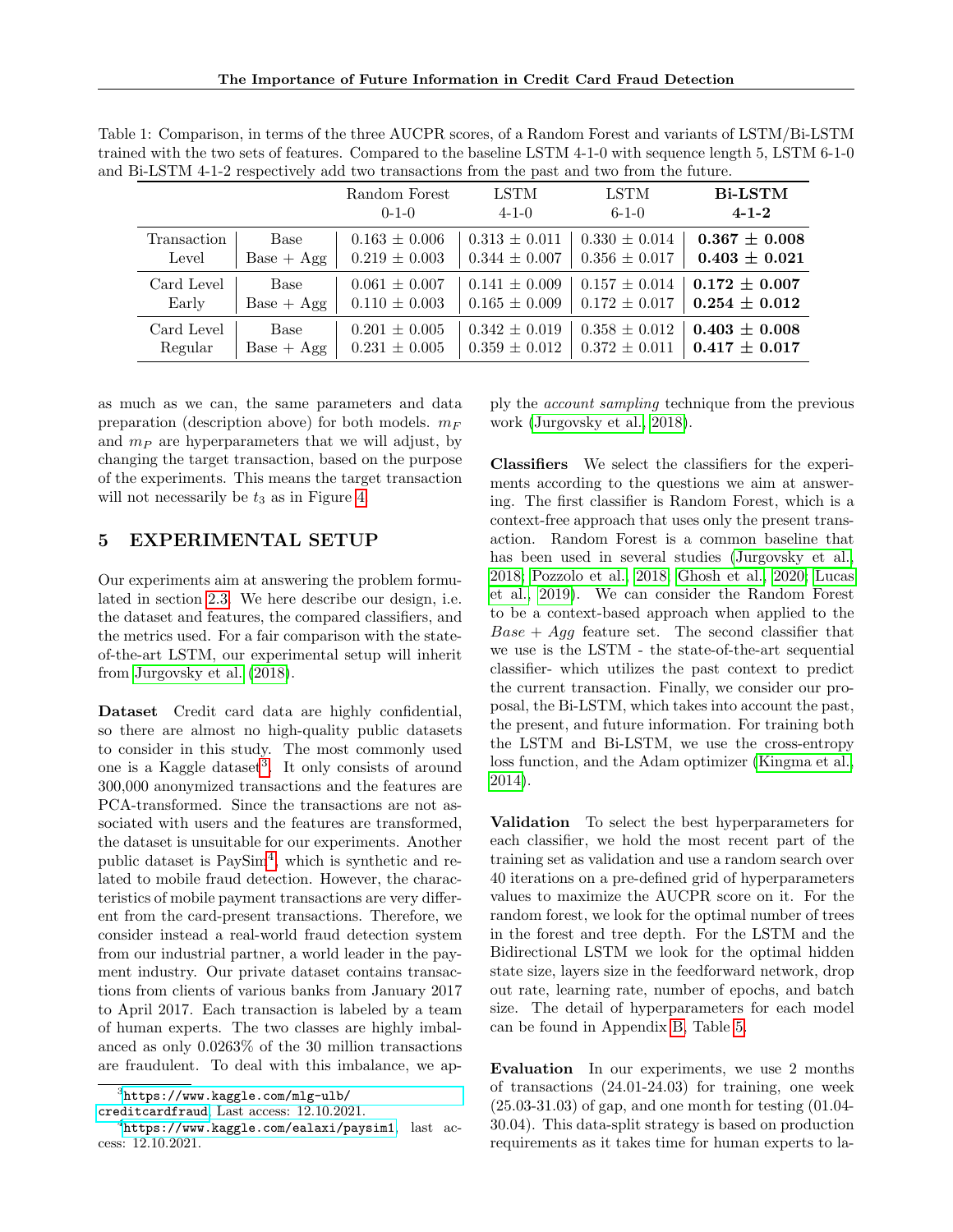Table 1: Comparison, in terms of the three AUCPR scores, of a Random Forest and variants of LSTM/Bi-LSTM trained with the two sets of features. Compared to the baseline LSTM 4-1-0 with sequence length 5, LSTM 6-1-0 and Bi-LSTM 4-1-2 respectively add two transactions from the past and two from the future.

| | | Random Forest 0-1-0 | LSTM 4-1-0 | LSTM 6-1-0 | **Bi-LSTM 4-1-2** |
|---|---|---|---|---|---|
| Transaction Level | Base | 0.163 ± 0.006 | 0.313 ± 0.011 | 0.330 ± 0.014 | **0.367 ± 0.008** |
| | Base + Agg | 0.219 ± 0.003 | 0.344 ± 0.007 | 0.356 ± 0.017 | **0.403 ± 0.021** |
| Card Level Early | Base | 0.061 ± 0.007 | 0.141 ± 0.009 | 0.157 ± 0.014 | **0.172 ± 0.007** |
| | Base + Agg | 0.110 ± 0.003 | 0.165 ± 0.009 | 0.172 ± 0.017 | **0.254 ± 0.012** |
| Card Level Regular | Base | 0.201 ± 0.005 | 0.342 ± 0.019 | 0.358 ± 0.012 | **0.403 ± 0.008** |
| | Base + Agg | 0.231 ± 0.005 | 0.359 ± 0.012 | 0.372 ± 0.011 | **0.417 ± 0.017** |

as much as we can, the same parameters and data preparation (description above) for both models. $m_F$ and $m_P$ are hyperparameters that we will adjust, by changing the target transaction, based on the purpose of the experiments. This means the target transaction will not necessarily be $t_3$ as in Figure 4.

## 5 EXPERIMENTAL SETUP

Our experiments aim at answering the problem formulated in section 2.3. We here describe our design, i.e. the dataset and features, the compared classifiers, and the metrics used. For a fair comparison with the state-of-the-art LSTM, our experimental setup will inherit from Jurgovsky et al. (2018).

**Dataset** Credit card data are highly confidential, so there are almost no high-quality public datasets to consider in this study. The most commonly used one is a Kaggle dataset[3]. It only consists of around 300,000 anonymized transactions and the features are PCA-transformed. Since the transactions are not associated with users and the features are transformed, the dataset is unsuitable for our experiments. Another public dataset is PaySim[4], which is synthetic and related to mobile fraud detection. However, the characteristics of mobile payment transactions are very different from the card-present transactions. Therefore, we consider instead a real-world fraud detection system from our industrial partner, a world leader in the payment industry. Our private dataset contains transactions from clients of various banks from January 2017 to April 2017. Each transaction is labeled by a team of human experts. The two classes are highly imbalanced as only 0.0263% of the 30 million transactions are fraudulent. To deal with this imbalance, we apply the *account sampling* technique from the previous work (Jurgovsky et al., 2018).

**Classifiers** We select the classifiers for the experiments according to the questions we aim at answering. The first classifier is Random Forest, which is a context-free approach that uses only the present transaction. Random Forest is a common baseline that has been used in several studies (Jurgovsky et al., 2018; Pozzolo et al., 2018; Ghosh et al., 2020; Lucas et al., 2019). We can consider the Random Forest to be a context-based approach when applied to the *Base + Agg* feature set. The second classifier that we use is the LSTM - the state-of-the-art sequential classifier- which utilizes the past context to predict the current transaction. Finally, we consider our proposal, the Bi-LSTM, which takes into account the past, the present, and future information. For training both the LSTM and Bi-LSTM, we use the cross-entropy loss function, and the Adam optimizer (Kingma et al., 2014).

**Validation** To select the best hyperparameters for each classifier, we hold the most recent part of the training set as validation and use a random search over 40 iterations on a pre-defined grid of hyperparameters values to maximize the AUCPR score on it. For the random forest, we look for the optimal number of trees in the forest and tree depth. For the LSTM and the Bidirectional LSTM we look for the optimal hidden state size, layers size in the feedforward network, drop out rate, learning rate, number of epochs, and batch size. The detail of hyperparameters for each model can be found in Appendix B, Table 5.

**Evaluation** In our experiments, we use 2 months of transactions (24.01-24.03) for training, one week (25.03-31.03) of gap, and one month for testing (01.04-30.04). This data-split strategy is based on production requirements as it takes time for human experts to la-

[3] https://www.kaggle.com/mlg-ulb/creditcardfraud. Last access: 12.10.2021.

[4] https://www.kaggle.com/ealaxi/paysim1, last access: 12.10.2021.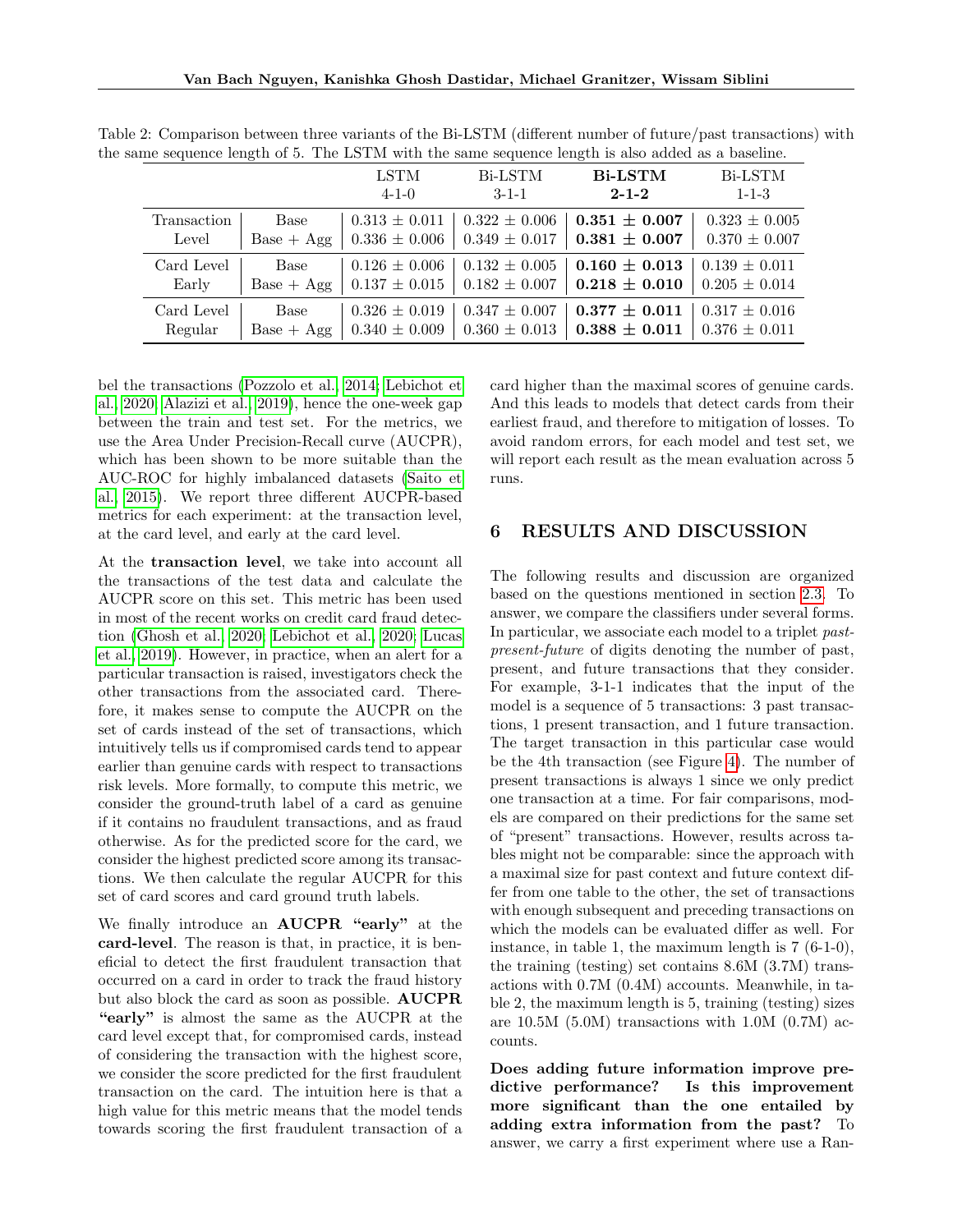Table 2: Comparison between three variants of the Bi-LSTM (different number of future/past transactions) with the same sequence length of 5. The LSTM with the same sequence length is also added as a baseline.

| | | LSTM 4-1-0 | Bi-LSTM 3-1-1 | **Bi-LSTM 2-1-2** | Bi-LSTM 1-1-3 |
|---|---|---|---|---|---|
| Transaction Level | Base | $0.313 \pm 0.011$ | $0.322 \pm 0.006$ | $\mathbf{0.351 \pm 0.007}$ | $0.323 \pm 0.005$ |
| | Base + Agg | $0.336 \pm 0.006$ | $0.349 \pm 0.017$ | $\mathbf{0.381 \pm 0.007}$ | $0.370 \pm 0.007$ |
| Card Level Early | Base | $0.126 \pm 0.006$ | $0.132 \pm 0.005$ | $\mathbf{0.160 \pm 0.013}$ | $0.139 \pm 0.011$ |
| | Base + Agg | $0.137 \pm 0.015$ | $0.182 \pm 0.007$ | $\mathbf{0.218 \pm 0.010}$ | $0.205 \pm 0.014$ |
| Card Level Regular | Base | $0.326 \pm 0.019$ | $0.347 \pm 0.007$ | $\mathbf{0.377 \pm 0.011}$ | $0.317 \pm 0.016$ |
| | Base + Agg | $0.340 \pm 0.009$ | $0.360 \pm 0.013$ | $\mathbf{0.388 \pm 0.011}$ | $0.376 \pm 0.011$ |

bel the transactions (Pozzolo et al., 2014; Lebichot et al., 2020; Alazizi et al., 2019), hence the one-week gap between the train and test set. For the metrics, we use the Area Under Precision-Recall curve (AUCPR), which has been shown to be more suitable than the AUC-ROC for highly imbalanced datasets (Saito et al., 2015). We report three different AUCPR-based metrics for each experiment: at the transaction level, at the card level, and early at the card level.

At the **transaction level**, we take into account all the transactions of the test data and calculate the AUCPR score on this set. This metric has been used in most of the recent works on credit card fraud detection (Ghosh et al., 2020; Lebichot et al., 2020; Lucas et al., 2019). However, in practice, when an alert for a particular transaction is raised, investigators check the other transactions from the associated card. Therefore, it makes sense to compute the AUCPR on the set of cards instead of the set of transactions, which intuitively tells us if compromised cards tend to appear earlier than genuine cards with respect to transactions risk levels. More formally, to compute this metric, we consider the ground-truth label of a card as genuine if it contains no fraudulent transactions, and as fraud otherwise. As for the predicted score for the card, we consider the highest predicted score among its transactions. We then calculate the regular AUCPR for this set of card scores and card ground truth labels.

We finally introduce an **AUCPR "early"** at the **card-level**. The reason is that, in practice, it is beneficial to detect the first fraudulent transaction that occurred on a card in order to track the fraud history but also block the card as soon as possible. **AUCPR "early"** is almost the same as the AUCPR at the card level except that, for compromised cards, instead of considering the transaction with the highest score, we consider the score predicted for the first fraudulent transaction on the card. The intuition here is that a high value for this metric means that the model tends towards scoring the first fraudulent transaction of a card higher than the maximal scores of genuine cards. And this leads to models that detect cards from their earliest fraud, and therefore to mitigation of losses. To avoid random errors, for each model and test set, we will report each result as the mean evaluation across 5 runs.

# 6 RESULTS AND DISCUSSION

The following results and discussion are organized based on the questions mentioned in section 2.3. To answer, we compare the classifiers under several forms. In particular, we associate each model to a triplet *past-present-future* of digits denoting the number of past, present, and future transactions that they consider. For example, 3-1-1 indicates that the input of the model is a sequence of 5 transactions: 3 past transactions, 1 present transaction, and 1 future transaction. The target transaction in this particular case would be the 4th transaction (see Figure 4). The number of present transactions is always 1 since we only predict one transaction at a time. For fair comparisons, models are compared on their predictions for the same set of "present" transactions. However, results across tables might not be comparable: since the approach with a maximal size for past context and future context differ from one table to the other, the set of transactions with enough subsequent and preceding transactions on which the models can be evaluated differ as well. For instance, in table 1, the maximum length is 7 (6-1-0), the training (testing) set contains 8.6M (3.7M) transactions with 0.7M (0.4M) accounts. Meanwhile, in table 2, the maximum length is 5, training (testing) sizes are 10.5M (5.0M) transactions with 1.0M (0.7M) accounts.

**Does adding future information improve predictive performance? Is this improvement more significant than the one entailed by adding extra information from the past?** To answer, we carry a first experiment where use a Ran-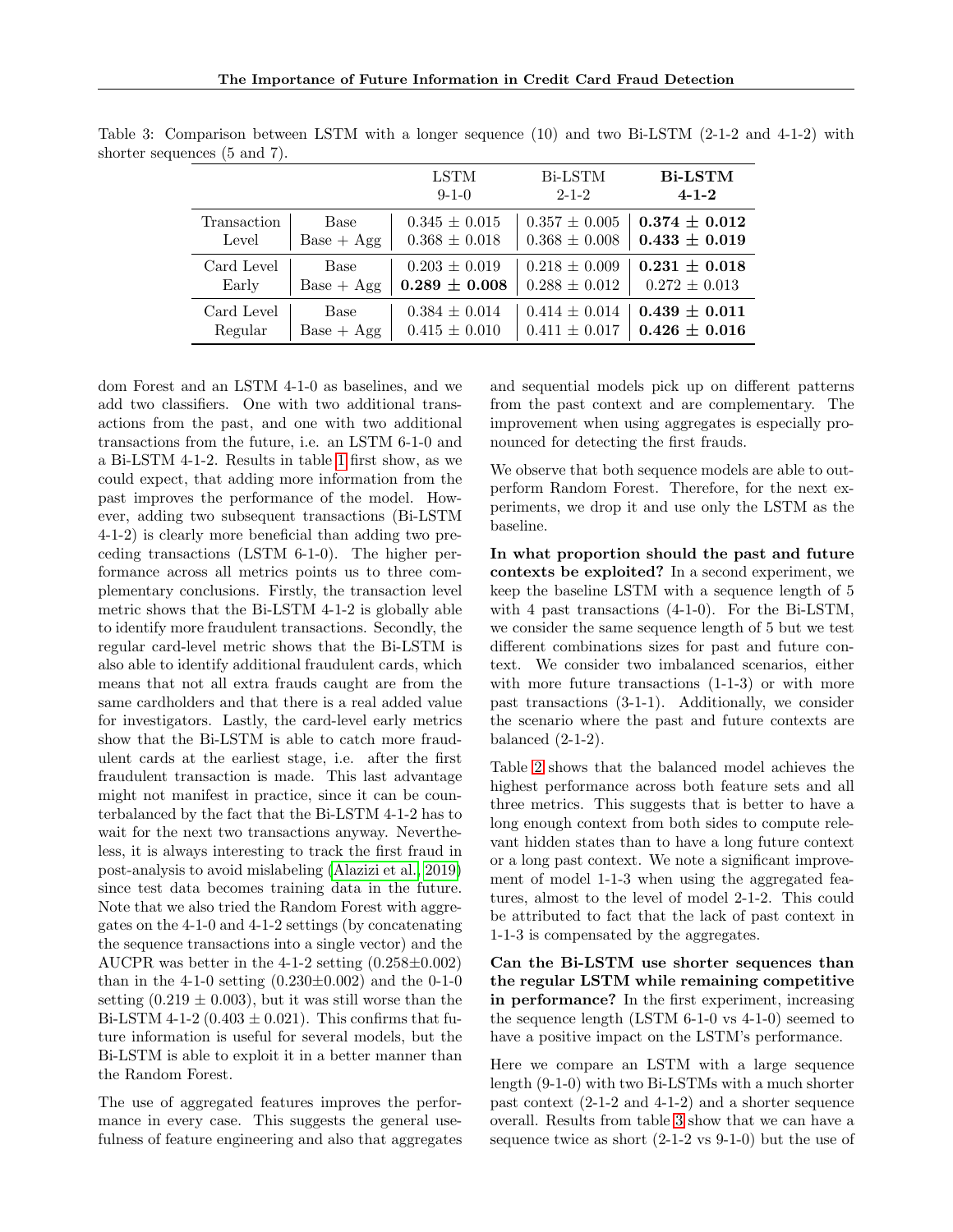Table 3: Comparison between LSTM with a longer sequence (10) and two Bi-LSTM (2-1-2 and 4-1-2) with shorter sequences (5 and 7).

| | | LSTM 9-1-0 | Bi-LSTM 2-1-2 | **Bi-LSTM 4-1-2** |
|---|---|---|---|---|
| Transaction Level | Base | 0.345 ± 0.015 | 0.357 ± 0.005 | **0.374 ± 0.012** |
| | Base + Agg | 0.368 ± 0.018 | 0.368 ± 0.008 | **0.433 ± 0.019** |
| Card Level Early | Base | 0.203 ± 0.019 | 0.218 ± 0.009 | **0.231 ± 0.018** |
| | Base + Agg | **0.289 ± 0.008** | 0.288 ± 0.012 | 0.272 ± 0.013 |
| Card Level Regular | Base | 0.384 ± 0.014 | 0.414 ± 0.014 | **0.439 ± 0.011** |
| | Base + Agg | 0.415 ± 0.010 | 0.411 ± 0.017 | **0.426 ± 0.016** |

dom Forest and an LSTM 4-1-0 as baselines, and we add two classifiers. One with two additional transactions from the past, and one with two additional transactions from the future, i.e. an LSTM 6-1-0 and a Bi-LSTM 4-1-2. Results in table 1 first show, as we could expect, that adding more information from the past improves the performance of the model. However, adding two subsequent transactions (Bi-LSTM 4-1-2) is clearly more beneficial than adding two preceding transactions (LSTM 6-1-0). The higher performance across all metrics points us to three complementary conclusions. Firstly, the transaction level metric shows that the Bi-LSTM 4-1-2 is globally able to identify more fraudulent transactions. Secondly, the regular card-level metric shows that the Bi-LSTM is also able to identify additional fraudulent cards, which means that not all extra frauds caught are from the same cardholders and that there is a real added value for investigators. Lastly, the card-level early metrics show that the Bi-LSTM is able to catch more fraudulent cards at the earliest stage, i.e. after the first fraudulent transaction is made. This last advantage might not manifest in practice, since it can be counterbalanced by the fact that the Bi-LSTM 4-1-2 has to wait for the next two transactions anyway. Nevertheless, it is always interesting to track the first fraud in post-analysis to avoid mislabeling (Alazizi et al., 2019) since test data becomes training data in the future. Note that we also tried the Random Forest with aggregates on the 4-1-0 and 4-1-2 settings (by concatenating the sequence transactions into a single vector) and the AUCPR was better in the 4-1-2 setting (0.258±0.002) than in the 4-1-0 setting (0.230±0.002) and the 0-1-0 setting (0.219 ± 0.003), but it was still worse than the Bi-LSTM 4-1-2 (0.403 ± 0.021). This confirms that future information is useful for several models, but the Bi-LSTM is able to exploit it in a better manner than the Random Forest.

The use of aggregated features improves the performance in every case. This suggests the general usefulness of feature engineering and also that aggregates and sequential models pick up on different patterns from the past context and are complementary. The improvement when using aggregates is especially pronounced for detecting the first frauds.

We observe that both sequence models are able to outperform Random Forest. Therefore, for the next experiments, we drop it and use only the LSTM as the baseline.

**In what proportion should the past and future contexts be exploited?** In a second experiment, we keep the baseline LSTM with a sequence length of 5 with 4 past transactions (4-1-0). For the Bi-LSTM, we consider the same sequence length of 5 but we test different combinations sizes for past and future context. We consider two imbalanced scenarios, either with more future transactions (1-1-3) or with more past transactions (3-1-1). Additionally, we consider the scenario where the past and future contexts are balanced (2-1-2).

Table 2 shows that the balanced model achieves the highest performance across both feature sets and all three metrics. This suggests that is better to have a long enough context from both sides to compute relevant hidden states than to have a long future context or a long past context. We note a significant improvement of model 1-1-3 when using the aggregated features, almost to the level of model 2-1-2. This could be attributed to fact that the lack of past context in 1-1-3 is compensated by the aggregates.

**Can the Bi-LSTM use shorter sequences than the regular LSTM while remaining competitive in performance?** In the first experiment, increasing the sequence length (LSTM 6-1-0 vs 4-1-0) seemed to have a positive impact on the LSTM's performance.

Here we compare an LSTM with a large sequence length (9-1-0) with two Bi-LSTMs with a much shorter past context (2-1-2 and 4-1-2) and a shorter sequence overall. Results from table 3 show that we can have a sequence twice as short (2-1-2 vs 9-1-0) but the use of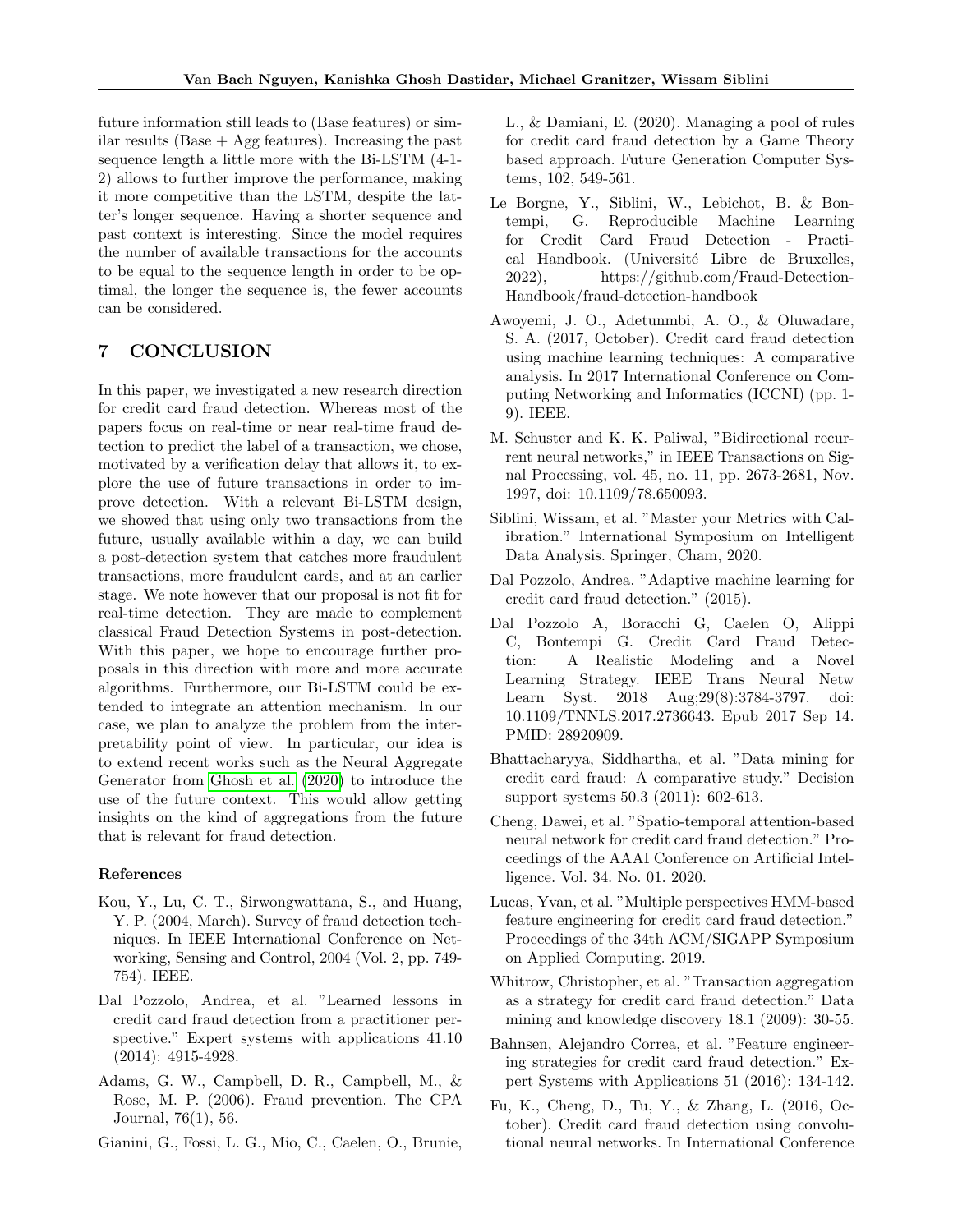future information still leads to (Base features) or similar results (Base + Agg features). Increasing the past sequence length a little more with the Bi-LSTM (4-1-2) allows to further improve the performance, making it more competitive than the LSTM, despite the latter's longer sequence. Having a shorter sequence and past context is interesting. Since the model requires the number of available transactions for the accounts to be equal to the sequence length in order to be optimal, the longer the sequence is, the fewer accounts can be considered.

## 7 CONCLUSION

In this paper, we investigated a new research direction for credit card fraud detection. Whereas most of the papers focus on real-time or near real-time fraud detection to predict the label of a transaction, we chose, motivated by a verification delay that allows it, to explore the use of future transactions in order to improve detection. With a relevant Bi-LSTM design, we showed that using only two transactions from the future, usually available within a day, we can build a post-detection system that catches more fraudulent transactions, more fraudulent cards, and at an earlier stage. We note however that our proposal is not fit for real-time detection. They are made to complement classical Fraud Detection Systems in post-detection. With this paper, we hope to encourage further proposals in this direction with more and more accurate algorithms. Furthermore, our Bi-LSTM could be extended to integrate an attention mechanism. In our case, we plan to analyze the problem from the interpretability point of view. In particular, our idea is to extend recent works such as the Neural Aggregate Generator from Ghosh et al. (2020) to introduce the use of the future context. This would allow getting insights on the kind of aggregations from the future that is relevant for fraud detection.

### References

Kou, Y., Lu, C. T., Sirwongwattana, S., and Huang, Y. P. (2004, March). Survey of fraud detection techniques. In IEEE International Conference on Networking, Sensing and Control, 2004 (Vol. 2, pp. 749-754). IEEE.

Dal Pozzolo, Andrea, et al. "Learned lessons in credit card fraud detection from a practitioner perspective." Expert systems with applications 41.10 (2014): 4915-4928.

Adams, G. W., Campbell, D. R., Campbell, M., & Rose, M. P. (2006). Fraud prevention. The CPA Journal, 76(1), 56.

Gianini, G., Fossi, L. G., Mio, C., Caelen, O., Brunie, L., & Damiani, E. (2020). Managing a pool of rules for credit card fraud detection by a Game Theory based approach. Future Generation Computer Systems, 102, 549-561.

Le Borgne, Y., Siblini, W., Lebichot, B. & Bontempi, G. Reproducible Machine Learning for Credit Card Fraud Detection - Practical Handbook. (Université Libre de Bruxelles, 2022), https://github.com/Fraud-Detection-Handbook/fraud-detection-handbook

Awoyemi, J. O., Adetunmbi, A. O., & Oluwadare, S. A. (2017, October). Credit card fraud detection using machine learning techniques: A comparative analysis. In 2017 International Conference on Computing Networking and Informatics (ICCNI) (pp. 1-9). IEEE.

M. Schuster and K. K. Paliwal, "Bidirectional recurrent neural networks," in IEEE Transactions on Signal Processing, vol. 45, no. 11, pp. 2673-2681, Nov. 1997, doi: 10.1109/78.650093.

Siblini, Wissam, et al. "Master your Metrics with Calibration." International Symposium on Intelligent Data Analysis. Springer, Cham, 2020.

Dal Pozzolo, Andrea. "Adaptive machine learning for credit card fraud detection." (2015).

Dal Pozzolo A, Boracchi G, Caelen O, Alippi C, Bontempi G. Credit Card Fraud Detection: A Realistic Modeling and a Novel Learning Strategy. IEEE Trans Neural Netw Learn Syst. 2018 Aug;29(8):3784-3797. doi: 10.1109/TNNLS.2017.2736643. Epub 2017 Sep 14. PMID: 28920909.

Bhattacharyya, Siddhartha, et al. "Data mining for credit card fraud: A comparative study." Decision support systems 50.3 (2011): 602-613.

Cheng, Dawei, et al. "Spatio-temporal attention-based neural network for credit card fraud detection." Proceedings of the AAAI Conference on Artificial Intelligence. Vol. 34. No. 01. 2020.

Lucas, Yvan, et al. "Multiple perspectives HMM-based feature engineering for credit card fraud detection." Proceedings of the 34th ACM/SIGAPP Symposium on Applied Computing. 2019.

Whitrow, Christopher, et al. "Transaction aggregation as a strategy for credit card fraud detection." Data mining and knowledge discovery 18.1 (2009): 30-55.

Bahnsen, Alejandro Correa, et al. "Feature engineering strategies for credit card fraud detection." Expert Systems with Applications 51 (2016): 134-142.

Fu, K., Cheng, D., Tu, Y., & Zhang, L. (2016, October). Credit card fraud detection using convolutional neural networks. In International Conference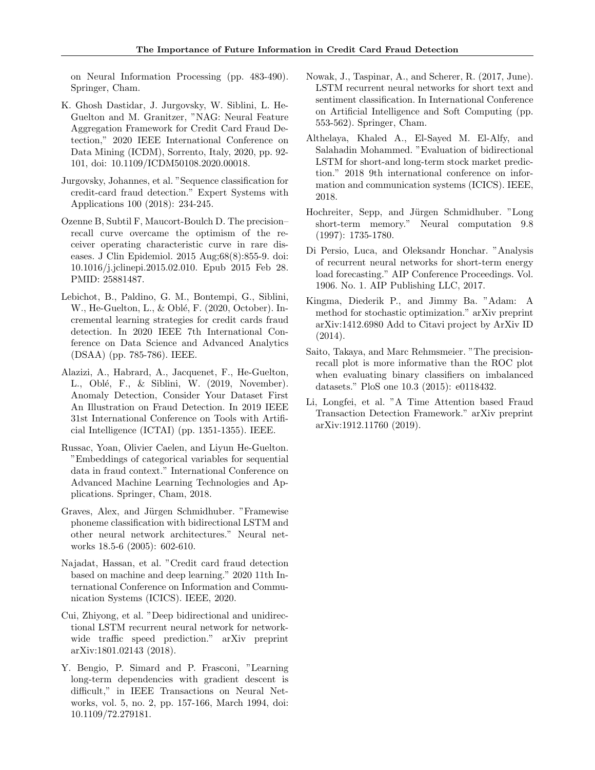on Neural Information Processing (pp. 483-490). Springer, Cham.

K. Ghosh Dastidar, J. Jurgovsky, W. Siblini, L. He-Guelton and M. Granitzer, "NAG: Neural Feature Aggregation Framework for Credit Card Fraud Detection," 2020 IEEE International Conference on Data Mining (ICDM), Sorrento, Italy, 2020, pp. 92-101, doi: 10.1109/ICDM50108.2020.00018.

Jurgovsky, Johannes, et al. "Sequence classification for credit-card fraud detection." Expert Systems with Applications 100 (2018): 234-245.

Ozenne B, Subtil F, Maucort-Boulch D. The precision–recall curve overcame the optimism of the receiver operating characteristic curve in rare diseases. J Clin Epidemiol. 2015 Aug;68(8):855-9. doi: 10.1016/j.jclinepi.2015.02.010. Epub 2015 Feb 28. PMID: 25881487.

Lebichot, B., Paldino, G. M., Bontempi, G., Siblini, W., He-Guelton, L., & Oblé, F. (2020, October). Incremental learning strategies for credit cards fraud detection. In 2020 IEEE 7th International Conference on Data Science and Advanced Analytics (DSAA) (pp. 785-786). IEEE.

Alazizi, A., Habrard, A., Jacquenet, F., He-Guelton, L., Oblé, F., & Siblini, W. (2019, November). Anomaly Detection, Consider Your Dataset First An Illustration on Fraud Detection. In 2019 IEEE 31st International Conference on Tools with Artificial Intelligence (ICTAI) (pp. 1351-1355). IEEE.

Russac, Yoan, Olivier Caelen, and Liyun He-Guelton. "Embeddings of categorical variables for sequential data in fraud context." International Conference on Advanced Machine Learning Technologies and Applications. Springer, Cham, 2018.

Graves, Alex, and Jürgen Schmidhuber. "Framewise phoneme classification with bidirectional LSTM and other neural network architectures." Neural networks 18.5-6 (2005): 602-610.

Najadat, Hassan, et al. "Credit card fraud detection based on machine and deep learning." 2020 11th International Conference on Information and Communication Systems (ICICS). IEEE, 2020.

Cui, Zhiyong, et al. "Deep bidirectional and unidirectional LSTM recurrent neural network for network-wide traffic speed prediction." arXiv preprint arXiv:1801.02143 (2018).

Y. Bengio, P. Simard and P. Frasconi, "Learning long-term dependencies with gradient descent is difficult," in IEEE Transactions on Neural Networks, vol. 5, no. 2, pp. 157-166, March 1994, doi: 10.1109/72.279181.

Nowak, J., Taspinar, A., and Scherer, R. (2017, June). LSTM recurrent neural networks for short text and sentiment classification. In International Conference on Artificial Intelligence and Soft Computing (pp. 553-562). Springer, Cham.

Althelaya, Khaled A., El-Sayed M. El-Alfy, and Salahadin Mohammed. "Evaluation of bidirectional LSTM for short-and long-term stock market prediction." 2018 9th international conference on information and communication systems (ICICS). IEEE, 2018.

Hochreiter, Sepp, and Jürgen Schmidhuber. "Long short-term memory." Neural computation 9.8 (1997): 1735-1780.

Di Persio, Luca, and Oleksandr Honchar. "Analysis of recurrent neural networks for short-term energy load forecasting." AIP Conference Proceedings. Vol. 1906. No. 1. AIP Publishing LLC, 2017.

Kingma, Diederik P., and Jimmy Ba. "Adam: A method for stochastic optimization." arXiv preprint arXiv:1412.6980 Add to Citavi project by ArXiv ID (2014).

Saito, Takaya, and Marc Rehmsmeier. "The precision-recall plot is more informative than the ROC plot when evaluating binary classifiers on imbalanced datasets." PloS one 10.3 (2015): e0118432.

Li, Longfei, et al. "A Time Attention based Fraud Transaction Detection Framework." arXiv preprint arXiv:1912.11760 (2019).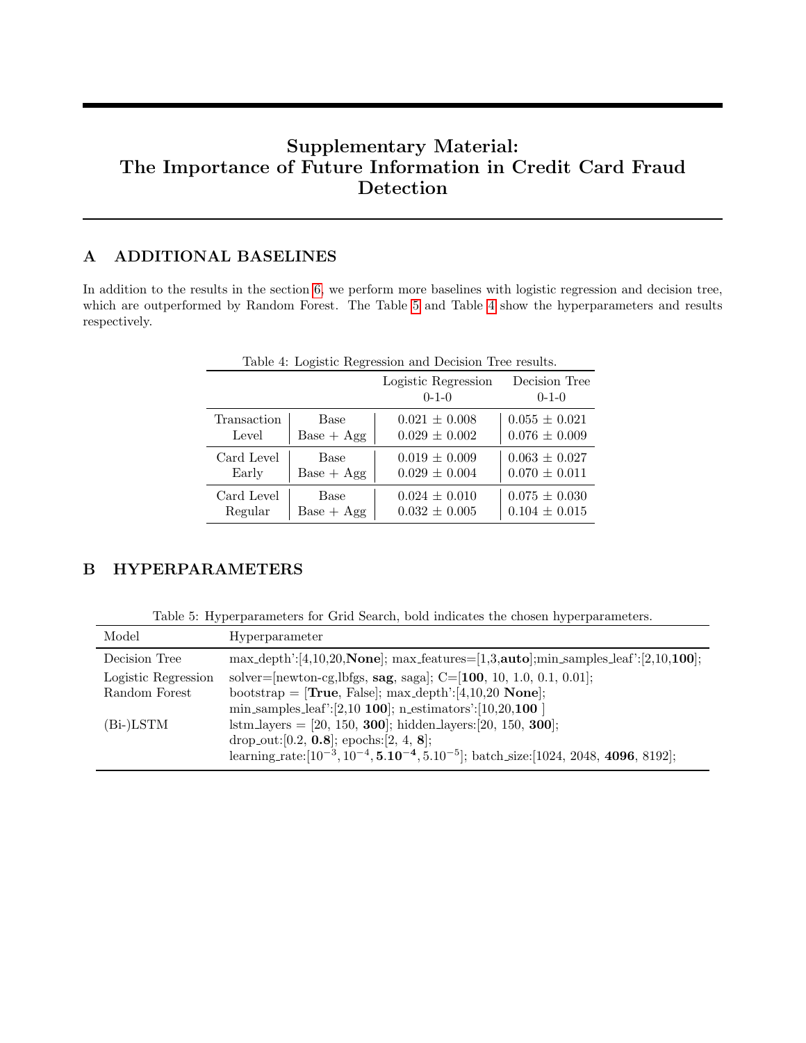# Supplementary Material: The Importance of Future Information in Credit Card Fraud Detection

## A ADDITIONAL BASELINES

In addition to the results in the section 6, we perform more baselines with logistic regression and decision tree, which are outperformed by Random Forest. The Table 5 and Table 4 show the hyperparameters and results respectively.

Table 4: Logistic Regression and Decision Tree results.

| | | Logistic Regression 0-1-0 | Decision Tree 0-1-0 |
|---|---|---|---|
| Transaction Level | Base | $0.021 \pm 0.008$ | $0.055 \pm 0.021$ |
| | Base + Agg | $0.029 \pm 0.002$ | $0.076 \pm 0.009$ |
| Card Level Early | Base | $0.019 \pm 0.009$ | $0.063 \pm 0.027$ |
| | Base + Agg | $0.029 \pm 0.004$ | $0.070 \pm 0.011$ |
| Card Level Regular | Base | $0.024 \pm 0.010$ | $0.075 \pm 0.030$ |
| | Base + Agg | $0.032 \pm 0.005$ | $0.104 \pm 0.015$ |

## B HYPERPARAMETERS

Table 5: Hyperparameters for Grid Search, bold indicates the chosen hyperparameters.

| Model | Hyperparameter |
|---|---|
| Decision Tree | max_depth':[4,10,20,**None**]; max_features=[1,3,**auto**];min_samples_leaf':[2,10,**100**]; |
| Logistic Regression | solver=[newton-cg,lbfgs, **sag**, saga]; C=[**100**, 10, 1.0, 0.1, 0.01]; |
| Random Forest | bootstrap = [**True**, False]; max_depth':[4,10,20 **None**]; min_samples_leaf':[2,10 **100**]; n_estimators':[10,20,**100** ] |
| (Bi-)LSTM | lstm_layers = [20, 150, **300**]; hidden_layers:[20, 150, **300**]; drop_out:[0.2, **0.8**]; epochs:[2, 4, **8**]; learning_rate:[$10^{-3}, 10^{-4}, \mathbf{5.10^{-4}}, 5.10^{-5}$]; batch_size:[1024, 2048, **4096**, 8192]; |